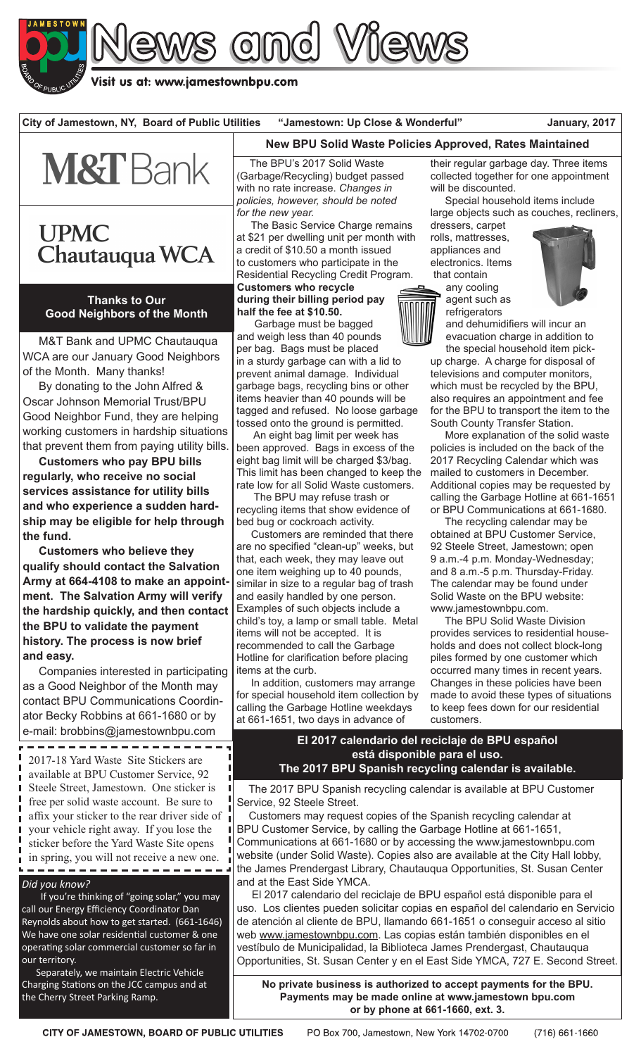# News and Views

Visit us at: www.jamestownbpu.com

**City of Jamestown, NY, Board of Public Utilities** "Jamestown: Up Close & Wonderful" **January, 2017**

M&T Bank

UPMC Chautauqua WCA

## Thanks to Our Good Neighbors of the Month

M&T Bank and UPMC Chautauqua WCA are our January Good Neighbors of the Month. Many thanks!

By donating to the John Alfred & Oscar Johnson Memorial Trust/BPU Good Neighbor Fund, they are helping working customers in hardship situations that prevent them from paying utility bills.

**Customers who pay BPU bills regularly, who receive no social services assistance for utility bills and who experience a sudden hardship may be eligible for help through the fund.**

**Customers who believe they qualify should contact the Salvation Army at 664-4108 to make an appointment. The Salvation Army will verify the hardship quickly, and then contact the BPU to validate the payment history. The process is now brief and easy.**

Companies interested in participating as a Good Neighbor of the Month may contact BPU Communications Coordinator Becky Robbins at 661-1680 or by e-mail: brobbins@jamestownbpu.com

2017-18 Yard Waste Site Stickers are available at BPU Customer Service, 92 Steele Street, Jamestown. One sticker is free per solid waste account. Be sure to affix your sticker to the rear driver side of your vehicle right away. If you lose the sticker before the Yard Waste Site opens in spring, you will not receive a new one.

*Did you know?*

If you're thinking of "going solar," you may call our Energy Efficiency Coordinator Dan Reynolds about how to get started. (661-1646) We have one solar residential customer & one operating solar commercial customer so far in our territory.

Separately, we maintain Electric Vehicle Charging Stations on the JCC campus and at the Cherry Street Parking Ramp.

## New BPU Solid Waste Policies Approved, Rates Maintained

The BPU's 2017 Solid Waste (Garbage/Recycling) budget passed with no rate increase. *Changes in policies, however, should be noted for the new year.*

The Basic Service Charge remains at $21 per dwelling unit per month with a credit of $10.50 a month issued to customers who participate in the Residential Recycling Credit Program. **Customers who recycle during their billing period pay half the fee at $10.50.**

Garbage must be bagged and weigh less than 40 pounds per bag. Bags must be placed in a sturdy garbage can with a lid to prevent animal damage. Individual garbage bags, recycling bins or other items heavier than 40 pounds will be tagged and refused. No loose garbage tossed onto the ground is permitted.

An eight bag limit per week has been approved. Bags in excess of the eight bag limit will be charged $3/bag. This limit has been changed to keep the rate low for all Solid Waste customers.

The BPU may refuse trash or recycling items that show evidence of bed bug or cockroach activity.

Customers are reminded that there are no specified "clean-up" weeks, but that, each week, they may leave out one item weighing up to 40 pounds, similar in size to a regular bag of trash and easily handled by one person. Examples of such objects include a child's toy, a lamp or small table. Metal items will not be accepted. It is recommended to call the Garbage Hotline for clarification before placing items at the curb.

In addition, customers may arrange for special household item collection by calling the Garbage Hotline weekdays at 661-1651, two days in advance of their regular garbage day. Three items collected together for one appointment will be discounted.

Special household items include large objects such as couches, recliners, dressers, carpet rolls, mattresses, appliances and electronics. Items that contain any cooling agent such as refrigerators and dehumidifiers will incur an evacuation charge in addition to the special household item pick-up charge. A charge for disposal of televisions and computer monitors, which must be recycled by the BPU, also requires an appointment and fee for the BPU to transport the item to the South County Transfer Station.

More explanation of the solid waste policies is included on the back of the 2017 Recycling Calendar which was mailed to customers in December. Additional copies may be requested by calling the Garbage Hotline at 661-1651 or BPU Communications at 661-1680.

The recycling calendar may be obtained at BPU Customer Service, 92 Steele Street, Jamestown; open 9 a.m.-4 p.m. Monday-Wednesday; and 8 a.m.-5 p.m. Thursday-Friday. The calendar may be found under Solid Waste on the BPU website: www.jamestownbpu.com.

The BPU Solid Waste Division provides services to residential households and does not collect block-long piles formed by one customer which occurred many times in recent years. Changes in these policies have been made to avoid these types of situations to keep fees down for our residential customers.

## El 2017 calendario del reciclaje de BPU español está disponible para el uso. The 2017 BPU Spanish recycling calendar is available.

The 2017 BPU Spanish recycling calendar is available at BPU Customer Service, 92 Steele Street.

Customers may request copies of the Spanish recycling calendar at BPU Customer Service, by calling the Garbage Hotline at 661-1651, Communications at 661-1680 or by accessing the www.jamestownbpu.com website (under Solid Waste). Copies also are available at the City Hall lobby, the James Prendergast Library, Chautauqua Opportunities, St. Susan Center and at the East Side YMCA.

El 2017 calendario del reciclaje de BPU español está disponible para el uso. Los clientes pueden solicitar copias en español del calendario en Servicio de atención al cliente de BPU, llamando 661-1651 o conseguir acceso al sitio web www.jamestownbpu.com. Las copias están también disponibles en el vestíbulo de Municipalidad, la Biblioteca James Prendergast, Chautauqua Opportunities, St. Susan Center y en el East Side YMCA, 727 E. Second Street.

**No private business is authorized to accept payments for the BPU. Payments may be made online at www.jamestown bpu.com or by phone at 661-1660, ext. 3.**

**CITY OF JAMESTOWN, BOARD OF PUBLIC UTILITIES** PO Box 700, Jamestown, New York 14702-0700 (716) 661-1660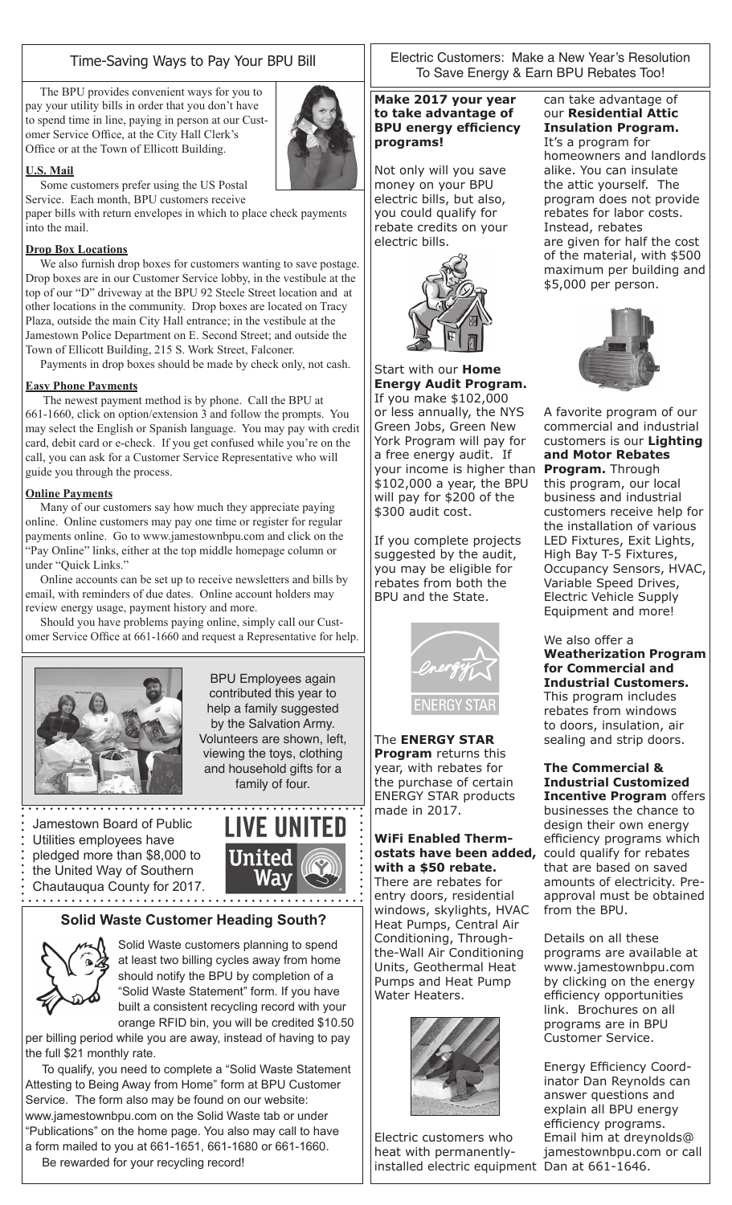## Time-Saving Ways to Pay Your BPU Bill

The BPU provides convenient ways for you to pay your utility bills in order that you don't have to spend time in line, paying in person at our Customer Service Office, at the City Hall Clerk's Office or at the Town of Ellicott Building.

### U.S. Mail

Some customers prefer using the US Postal Service. Each month, BPU customers receive paper bills with return envelopes in which to place check payments into the mail.

### Drop Box Locations

We also furnish drop boxes for customers wanting to save postage. Drop boxes are in our Customer Service lobby, in the vestibule at the top of our "D" driveway at the BPU 92 Steele Street location and at other locations in the community. Drop boxes are located on Tracy Plaza, outside the main City Hall entrance; in the vestibule at the Jamestown Police Department on E. Second Street; and outside the Town of Ellicott Building, 215 S. Work Street, Falconer.

Payments in drop boxes should be made by check only, not cash.

### Easy Phone Payments

The newest payment method is by phone. Call the BPU at 661-1660, click on option/extension 3 and follow the prompts. You may select the English or Spanish language. You may pay with credit card, debit card or e-check. If you get confused while you're on the call, you can ask for a Customer Service Representative who will guide you through the process.

### Online Payments

Many of our customers say how much they appreciate paying online. Online customers may pay one time or register for regular payments online. Go to www.jamestownbpu.com and click on the "Pay Online" links, either at the top middle homepage column or under "Quick Links."

Online accounts can be set up to receive newsletters and bills by email, with reminders of due dates. Online account holders may review energy usage, payment history and more.

Should you have problems paying online, simply call our Customer Service Office at 661-1660 and request a Representative for help.

BPU Employees again contributed this year to help a family suggested by the Salvation Army. Volunteers are shown, left, viewing the toys, clothing and household gifts for a family of four.

Jamestown Board of Public Utilities employees have pledged more than $8,000 to the United Way of Southern Chautauqua County for 2017.

LIVE UNITED
United Way

## Solid Waste Customer Heading South?

Solid Waste customers planning to spend at least two billing cycles away from home should notify the BPU by completion of a "Solid Waste Statement" form. If you have built a consistent recycling record with your orange RFID bin, you will be credited $10.50 per billing period while you are away, instead of having to pay the full $21 monthly rate.

To qualify, you need to complete a "Solid Waste Statement Attesting to Being Away from Home" form at BPU Customer Service. The form also may be found on our website: www.jamestownbpu.com on the Solid Waste tab or under "Publications" on the home page. You also may call to have a form mailed to you at 661-1651, 661-1680 or 661-1660.

Be rewarded for your recycling record!

## Electric Customers: Make a New Year's Resolution To Save Energy & Earn BPU Rebates Too!

**Make 2017 your year to take advantage of BPU energy efficiency programs!**

Not only will you save money on your BPU electric bills, but also, you could qualify for rebate credits on your electric bills.

Start with our **Home Energy Audit Program.** If you make $102,000 or less annually, the NYS Green Jobs, Green New York Program will pay for a free energy audit. If your income is higher than $102,000 a year, the BPU will pay for $200 of the $300 audit cost.

If you complete projects suggested by the audit, you may be eligible for rebates from both the BPU and the State.

ENERGY STAR

The **ENERGY STAR Program** returns this year, with rebates for the purchase of certain ENERGY STAR products made in 2017.

**WiFi Enabled Thermostats have been added, with a $50 rebate.** There are rebates for entry doors, residential windows, skylights, HVAC Heat Pumps, Central Air Conditioning, Through-the-Wall Air Conditioning Units, Geothermal Heat Pumps and Heat Pump Water Heaters.

Electric customers who heat with permanently-installed electric equipment can take advantage of our **Residential Attic Insulation Program.** It's a program for homeowners and landlords alike. You can insulate the attic yourself. The program does not provide rebates for labor costs. Instead, rebates are given for half the cost of the material, with $500 maximum per building and $5,000 per person.

A favorite program of our commercial and industrial customers is our **Lighting and Motor Rebates Program.** Through this program, our local business and industrial customers receive help for the installation of various LED Fixtures, Exit Lights, High Bay T-5 Fixtures, Occupancy Sensors, HVAC, Variable Speed Drives, Electric Vehicle Supply Equipment and more!

We also offer a **Weatherization Program for Commercial and Industrial Customers.** This program includes rebates from windows to doors, insulation, air sealing and strip doors.

**The Commercial & Industrial Customized Incentive Program** offers businesses the chance to design their own energy efficiency programs which could qualify for rebates that are based on saved amounts of electricity. Pre-approval must be obtained from the BPU.

Details on all these programs are available at www.jamestownbpu.com by clicking on the energy efficiency opportunities link. Brochures on all programs are in BPU Customer Service.

Energy Efficiency Coordinator Dan Reynolds can answer questions and explain all BPU energy efficiency programs. Email him at dreynolds@jamestownbpu.com or call Dan at 661-1646.